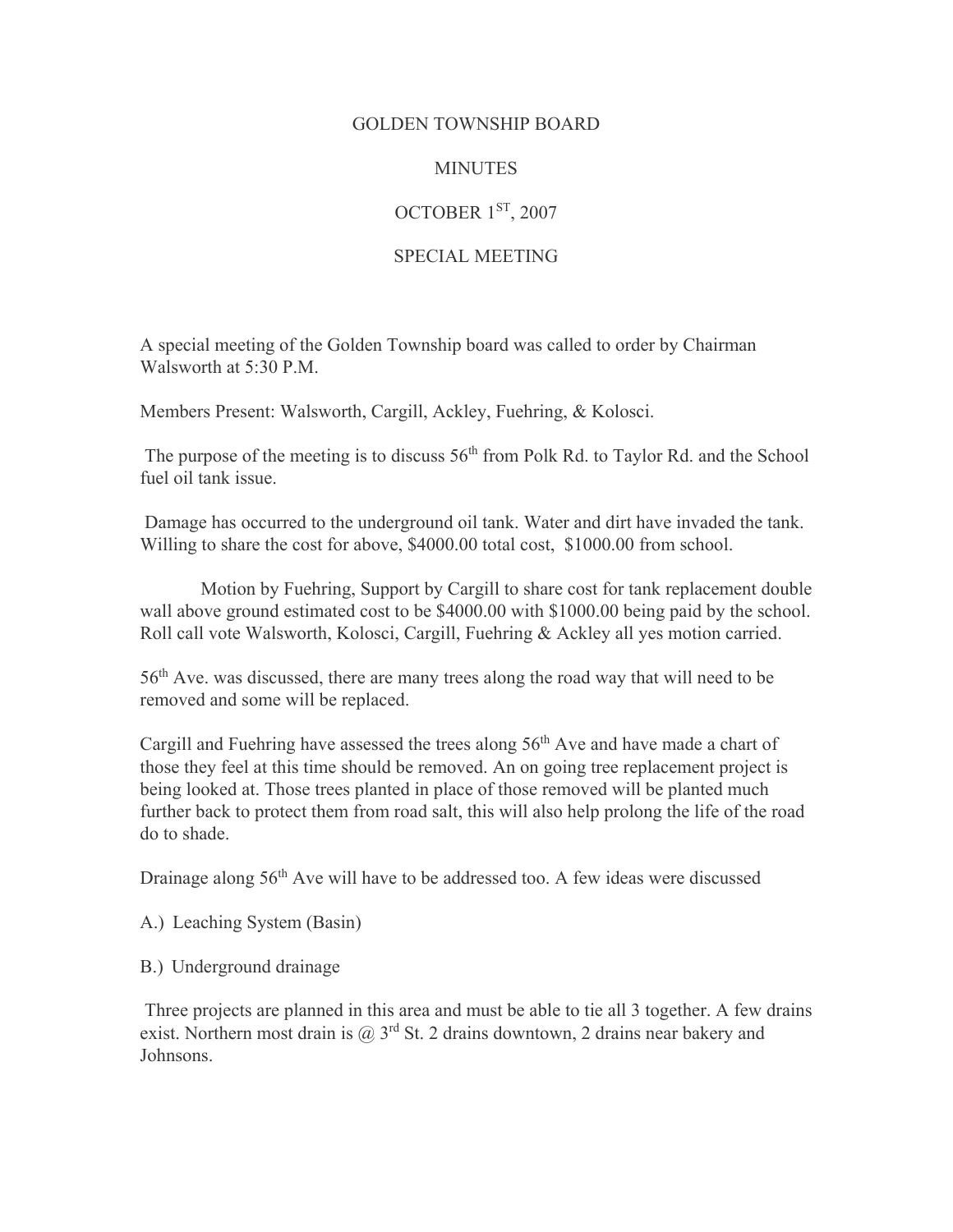# GOLDEN TOWNSHIP BOARD

## MINUTES

## OCTOBER 1ST, 2007

## SPECIAL MEETING

A special meeting of the Golden Township board was called to order by Chairman Walsworth at 5:30 P.M.

Members Present: Walsworth, Cargill, Ackley, Fuehring, & Kolosci.

The purpose of the meeting is to discuss 56th from Polk Rd. to Taylor Rd. and the School fuel oil tank issue.

Damage has occurred to the underground oil tank. Water and dirt have invaded the tank. Willing to share the cost for above, $4000.00 total cost, $1000.00 from school.

Motion by Fuehring, Support by Cargill to share cost for tank replacement double wall above ground estimated cost to be $4000.00 with $1000.00 being paid by the school. Roll call vote Walsworth, Kolosci, Cargill, Fuehring & Ackley all yes motion carried.

56th Ave. was discussed, there are many trees along the road way that will need to be removed and some will be replaced.

Cargill and Fuehring have assessed the trees along 56th Ave and have made a chart of those they feel at this time should be removed. An on going tree replacement project is being looked at. Those trees planted in place of those removed will be planted much further back to protect them from road salt, this will also help prolong the life of the road do to shade.

Drainage along 56th Ave will have to be addressed too. A few ideas were discussed

A.) Leaching System (Basin)

B.) Underground drainage

Three projects are planned in this area and must be able to tie all 3 together. A few drains exist. Northern most drain is @ 3rd St. 2 drains downtown, 2 drains near bakery and Johnsons.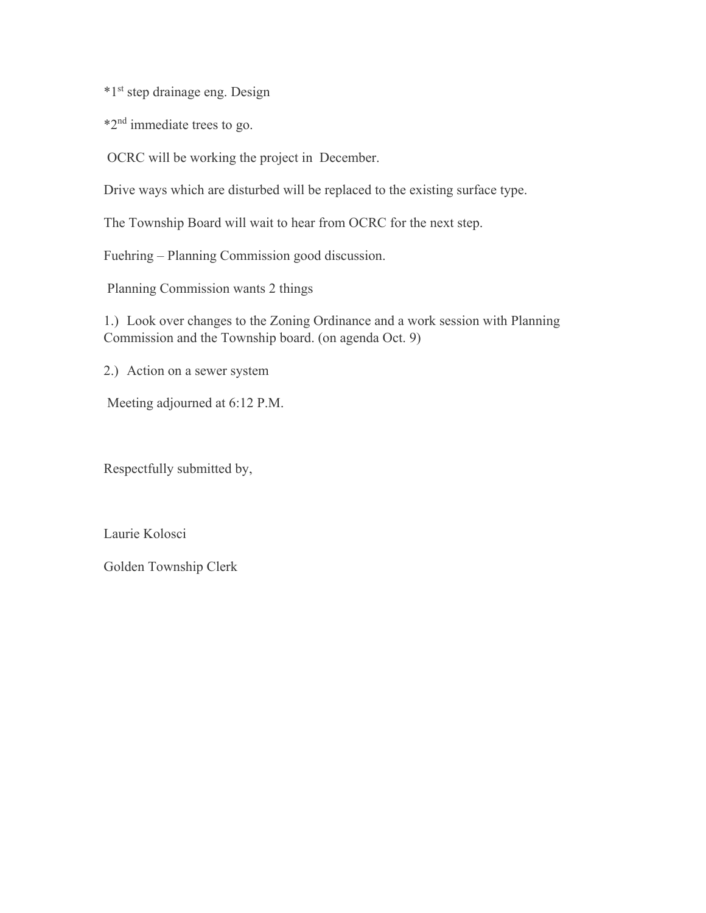*1st step drainage eng. Design

*2nd immediate trees to go.

OCRC will be working the project in December.

Drive ways which are disturbed will be replaced to the existing surface type.

The Township Board will wait to hear from OCRC for the next step.

Fuehring – Planning Commission good discussion.

Planning Commission wants 2 things

1.) Look over changes to the Zoning Ordinance and a work session with Planning Commission and the Township board. (on agenda Oct. 9)

2.) Action on a sewer system

Meeting adjourned at 6:12 P.M.

Respectfully submitted by,

Laurie Kolosci

Golden Township Clerk